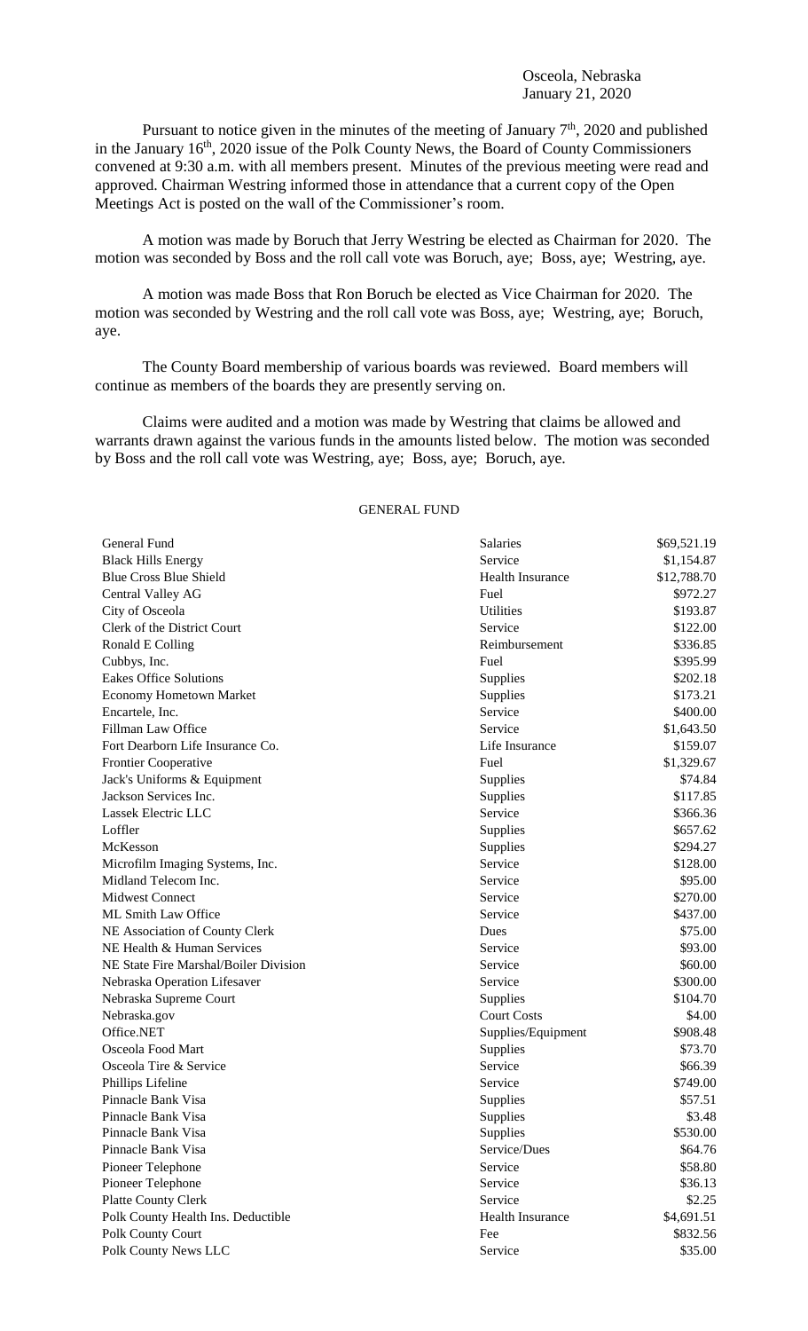Osceola, Nebraska
January 21, 2020

Pursuant to notice given in the minutes of the meeting of January 7th, 2020 and published in the January 16th, 2020 issue of the Polk County News, the Board of County Commissioners convened at 9:30 a.m. with all members present. Minutes of the previous meeting were read and approved. Chairman Westring informed those in attendance that a current copy of the Open Meetings Act is posted on the wall of the Commissioner's room.

A motion was made by Boruch that Jerry Westring be elected as Chairman for 2020. The motion was seconded by Boss and the roll call vote was Boruch, aye; Boss, aye; Westring, aye.

A motion was made Boss that Ron Boruch be elected as Vice Chairman for 2020. The motion was seconded by Westring and the roll call vote was Boss, aye; Westring, aye; Boruch, aye.

The County Board membership of various boards was reviewed. Board members will continue as members of the boards they are presently serving on.

Claims were audited and a motion was made by Westring that claims be allowed and warrants drawn against the various funds in the amounts listed below. The motion was seconded by Boss and the roll call vote was Westring, aye; Boss, aye; Boruch, aye.

GENERAL FUND

| | | |
|---|---|---|
| General Fund | Salaries | $69,521.19 |
| Black Hills Energy | Service | $1,154.87 |
| Blue Cross Blue Shield | Health Insurance | $12,788.70 |
| Central Valley AG | Fuel | $972.27 |
| City of Osceola | Utilities | $193.87 |
| Clerk of the District Court | Service | $122.00 |
| Ronald E Colling | Reimbursement | $336.85 |
| Cubbys, Inc. | Fuel | $395.99 |
| Eakes Office Solutions | Supplies | $202.18 |
| Economy Hometown Market | Supplies | $173.21 |
| Encartele, Inc. | Service | $400.00 |
| Fillman Law Office | Service | $1,643.50 |
| Fort Dearborn Life Insurance Co. | Life Insurance | $159.07 |
| Frontier Cooperative | Fuel | $1,329.67 |
| Jack's Uniforms & Equipment | Supplies | $74.84 |
| Jackson Services Inc. | Supplies | $117.85 |
| Lassek Electric LLC | Service | $366.36 |
| Loffler | Supplies | $657.62 |
| McKesson | Supplies | $294.27 |
| Microfilm Imaging Systems, Inc. | Service | $128.00 |
| Midland Telecom Inc. | Service | $95.00 |
| Midwest Connect | Service | $270.00 |
| ML Smith Law Office | Service | $437.00 |
| NE Association of County Clerk | Dues | $75.00 |
| NE Health & Human Services | Service | $93.00 |
| NE State Fire Marshal/Boiler Division | Service | $60.00 |
| Nebraska Operation Lifesaver | Service | $300.00 |
| Nebraska Supreme Court | Supplies | $104.70 |
| Nebraska.gov | Court Costs | $4.00 |
| Office.NET | Supplies/Equipment | $908.48 |
| Osceola Food Mart | Supplies | $73.70 |
| Osceola Tire & Service | Service | $66.39 |
| Phillips Lifeline | Service | $749.00 |
| Pinnacle Bank Visa | Supplies | $57.51 |
| Pinnacle Bank Visa | Supplies | $3.48 |
| Pinnacle Bank Visa | Supplies | $530.00 |
| Pinnacle Bank Visa | Service/Dues | $64.76 |
| Pioneer Telephone | Service | $58.80 |
| Pioneer Telephone | Service | $36.13 |
| Platte County Clerk | Service | $2.25 |
| Polk County Health Ins. Deductible | Health Insurance | $4,691.51 |
| Polk County Court | Fee | $832.56 |
| Polk County News LLC | Service | $35.00 |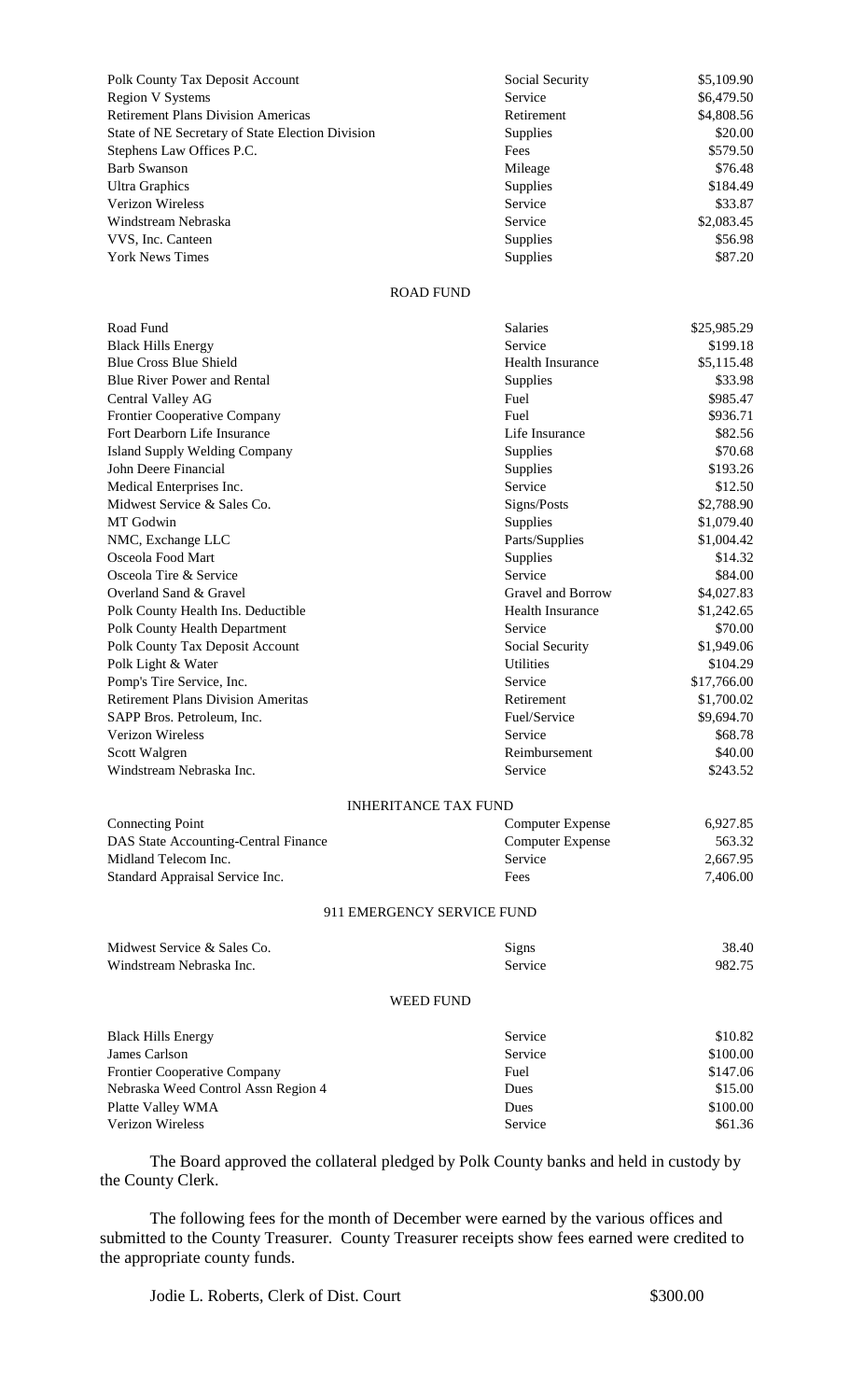| | | |
|---|---|---|
| Polk County Tax Deposit Account | Social Security | $5,109.90 |
| Region V Systems | Service | $6,479.50 |
| Retirement Plans Division Americas | Retirement | $4,808.56 |
| State of NE Secretary of State Election Division | Supplies | $20.00 |
| Stephens Law Offices P.C. | Fees | $579.50 |
| Barb Swanson | Mileage | $76.48 |
| Ultra Graphics | Supplies | $184.49 |
| Verizon Wireless | Service | $33.87 |
| Windstream Nebraska | Service | $2,083.45 |
| VVS, Inc. Canteen | Supplies | $56.98 |
| York News Times | Supplies | $87.20 |

ROAD FUND

| | | |
|---|---|---|
| Road Fund | Salaries | $25,985.29 |
| Black Hills Energy | Service | $199.18 |
| Blue Cross Blue Shield | Health Insurance | $5,115.48 |
| Blue River Power and Rental | Supplies | $33.98 |
| Central Valley AG | Fuel | $985.47 |
| Frontier Cooperative Company | Fuel | $936.71 |
| Fort Dearborn Life Insurance | Life Insurance | $82.56 |
| Island Supply Welding Company | Supplies | $70.68 |
| John Deere Financial | Supplies | $193.26 |
| Medical Enterprises Inc. | Service | $12.50 |
| Midwest Service & Sales Co. | Signs/Posts | $2,788.90 |
| MT Godwin | Supplies | $1,079.40 |
| NMC, Exchange LLC | Parts/Supplies | $1,004.42 |
| Osceola Food Mart | Supplies | $14.32 |
| Osceola Tire & Service | Service | $84.00 |
| Overland Sand & Gravel | Gravel and Borrow | $4,027.83 |
| Polk County Health Ins. Deductible | Health Insurance | $1,242.65 |
| Polk County Health Department | Service | $70.00 |
| Polk County Tax Deposit Account | Social Security | $1,949.06 |
| Polk Light & Water | Utilities | $104.29 |
| Pomp's Tire Service, Inc. | Service | $17,766.00 |
| Retirement Plans Division Ameritas | Retirement | $1,700.02 |
| SAPP Bros. Petroleum, Inc. | Fuel/Service | $9,694.70 |
| Verizon Wireless | Service | $68.78 |
| Scott Walgren | Reimbursement | $40.00 |
| Windstream Nebraska Inc. | Service | $243.52 |

INHERITANCE TAX FUND

| | | |
|---|---|---|
| Connecting Point | Computer Expense | 6,927.85 |
| DAS State Accounting-Central Finance | Computer Expense | 563.32 |
| Midland Telecom Inc. | Service | 2,667.95 |
| Standard Appraisal Service Inc. | Fees | 7,406.00 |

911 EMERGENCY SERVICE FUND

| | | |
|---|---|---|
| Midwest Service & Sales Co. | Signs | 38.40 |
| Windstream Nebraska Inc. | Service | 982.75 |

WEED FUND

| | | |
|---|---|---|
| Black Hills Energy | Service | $10.82 |
| James Carlson | Service | $100.00 |
| Frontier Cooperative Company | Fuel | $147.06 |
| Nebraska Weed Control Assn Region 4 | Dues | $15.00 |
| Platte Valley WMA | Dues | $100.00 |
| Verizon Wireless | Service | $61.36 |

The Board approved the collateral pledged by Polk County banks and held in custody by the County Clerk.

The following fees for the month of December were earned by the various offices and submitted to the County Treasurer. County Treasurer receipts show fees earned were credited to the appropriate county funds.

Jodie L. Roberts, Clerk of Dist. Court $300.00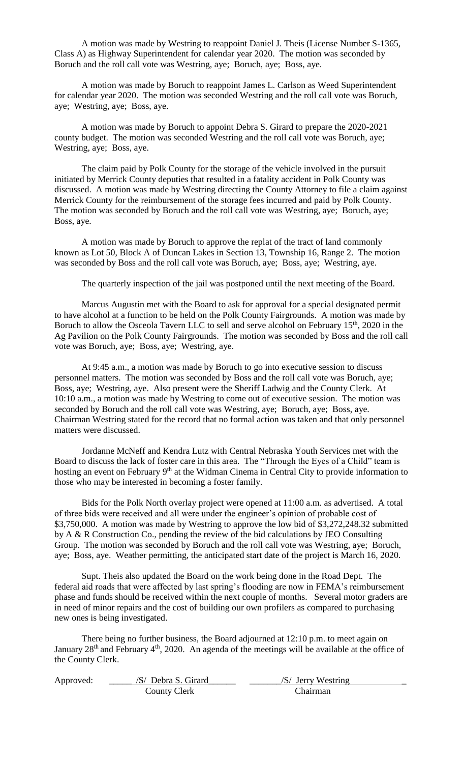A motion was made by Westring to reappoint Daniel J. Theis (License Number S-1365, Class A) as Highway Superintendent for calendar year 2020. The motion was seconded by Boruch and the roll call vote was Westring, aye; Boruch, aye; Boss, aye.

A motion was made by Boruch to reappoint James L. Carlson as Weed Superintendent for calendar year 2020. The motion was seconded Westring and the roll call vote was Boruch, aye; Westring, aye; Boss, aye.

A motion was made by Boruch to appoint Debra S. Girard to prepare the 2020-2021 county budget. The motion was seconded Westring and the roll call vote was Boruch, aye; Westring, aye; Boss, aye.

The claim paid by Polk County for the storage of the vehicle involved in the pursuit initiated by Merrick County deputies that resulted in a fatality accident in Polk County was discussed. A motion was made by Westring directing the County Attorney to file a claim against Merrick County for the reimbursement of the storage fees incurred and paid by Polk County. The motion was seconded by Boruch and the roll call vote was Westring, aye; Boruch, aye; Boss, aye.

A motion was made by Boruch to approve the replat of the tract of land commonly known as Lot 50, Block A of Duncan Lakes in Section 13, Township 16, Range 2. The motion was seconded by Boss and the roll call vote was Boruch, aye; Boss, aye; Westring, aye.

The quarterly inspection of the jail was postponed until the next meeting of the Board.

Marcus Augustin met with the Board to ask for approval for a special designated permit to have alcohol at a function to be held on the Polk County Fairgrounds. A motion was made by Boruch to allow the Osceola Tavern LLC to sell and serve alcohol on February 15th, 2020 in the Ag Pavilion on the Polk County Fairgrounds. The motion was seconded by Boss and the roll call vote was Boruch, aye; Boss, aye; Westring, aye.

At 9:45 a.m., a motion was made by Boruch to go into executive session to discuss personnel matters. The motion was seconded by Boss and the roll call vote was Boruch, aye; Boss, aye; Westring, aye. Also present were the Sheriff Ladwig and the County Clerk. At 10:10 a.m., a motion was made by Westring to come out of executive session. The motion was seconded by Boruch and the roll call vote was Westring, aye; Boruch, aye; Boss, aye. Chairman Westring stated for the record that no formal action was taken and that only personnel matters were discussed.

Jordanne McNeff and Kendra Lutz with Central Nebraska Youth Services met with the Board to discuss the lack of foster care in this area. The "Through the Eyes of a Child" team is hosting an event on February 9th at the Widman Cinema in Central City to provide information to those who may be interested in becoming a foster family.

Bids for the Polk North overlay project were opened at 11:00 a.m. as advertised. A total of three bids were received and all were under the engineer's opinion of probable cost of \$3,750,000. A motion was made by Westring to approve the low bid of \$3,272,248.32 submitted by A & R Construction Co., pending the review of the bid calculations by JEO Consulting Group. The motion was seconded by Boruch and the roll call vote was Westring, aye; Boruch, aye; Boss, aye. Weather permitting, the anticipated start date of the project is March 16, 2020.

Supt. Theis also updated the Board on the work being done in the Road Dept. The federal aid roads that were affected by last spring's flooding are now in FEMA's reimbursement phase and funds should be received within the next couple of months. Several motor graders are in need of minor repairs and the cost of building our own profilers as compared to purchasing new ones is being investigated.

There being no further business, the Board adjourned at 12:10 p.m. to meet again on January 28th and February 4th, 2020. An agenda of the meetings will be available at the office of the County Clerk.

Approved: /S/ Debra S. Girard — County Clerk    /S/ Jerry Westring — Chairman